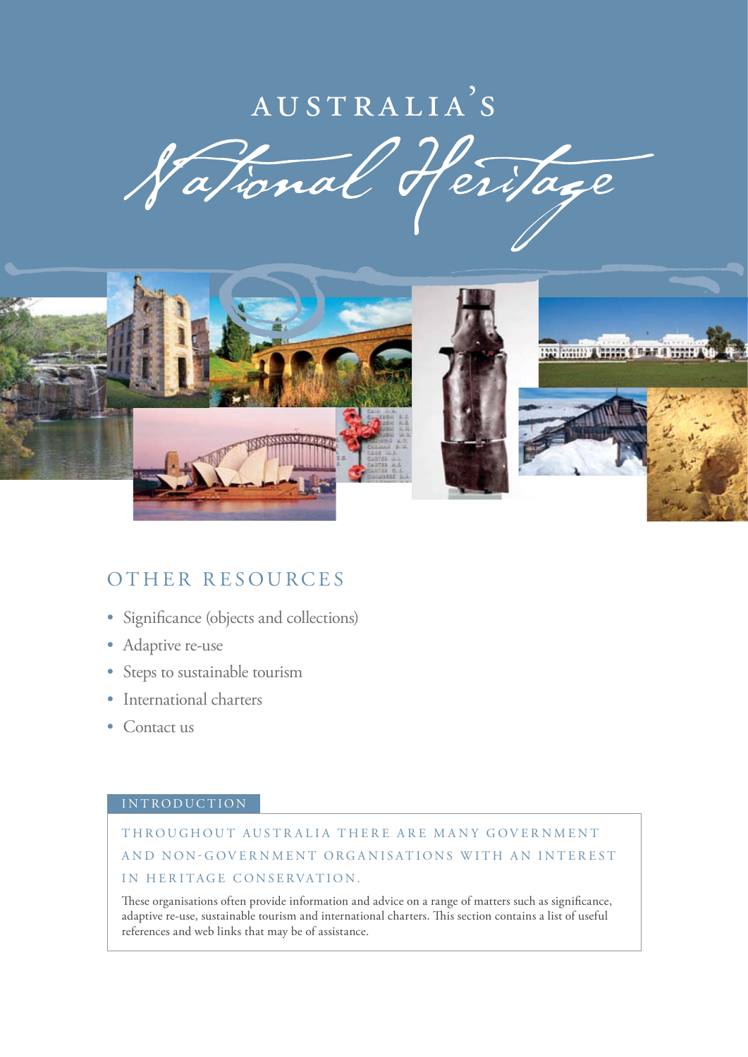# AUSTRALIA'S *National Heritage*

## OTHER RESOURCES

- Significance (objects and collections)
- Adaptive re-use
- Steps to sustainable tourism
- International charters
- Contact us

### INTRODUCTION

THROUGHOUT AUSTRALIA THERE ARE MANY GOVERNMENT AND NON-GOVERNMENT ORGANISATIONS WITH AN INTEREST IN HERITAGE CONSERVATION.

These organisations often provide information and advice on a range of matters such as significance, adaptive re-use, sustainable tourism and international charters. This section contains a list of useful references and web links that may be of assistance.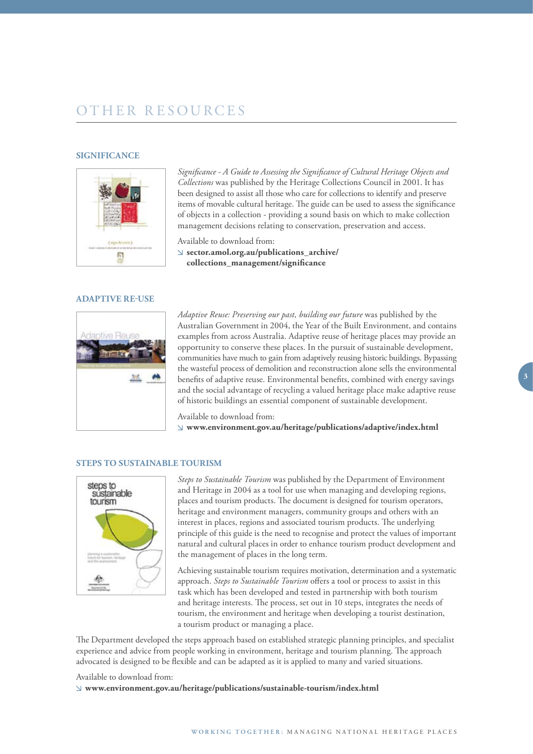# OTHER RESOURCES

## SIGNIFICANCE

*Significance - A Guide to Assessing the Significance of Cultural Heritage Objects and Collections* was published by the Heritage Collections Council in 2001. It has been designed to assist all those who care for collections to identify and preserve items of movable cultural heritage. The guide can be used to assess the significance of objects in a collection - providing a sound basis on which to make collection management decisions relating to conservation, preservation and access.

Available to download from:

↘ **sector.amol.org.au/publications_archive/collections_management/significance**

## ADAPTIVE RE-USE

*Adaptive Reuse: Preserving our past, building our future* was published by the Australian Government in 2004, the Year of the Built Environment, and contains examples from across Australia. Adaptive reuse of heritage places may provide an opportunity to conserve these places. In the pursuit of sustainable development, communities have much to gain from adaptively reusing historic buildings. Bypassing the wasteful process of demolition and reconstruction alone sells the environmental benefits of adaptive reuse. Environmental benefits, combined with energy savings and the social advantage of recycling a valued heritage place make adaptive reuse of historic buildings an essential component of sustainable development.

Available to download from:

↘ **www.environment.gov.au/heritage/publications/adaptive/index.html**

## STEPS TO SUSTAINABLE TOURISM

*Steps to Sustainable Tourism* was published by the Department of Environment and Heritage in 2004 as a tool for use when managing and developing regions, places and tourism products. The document is designed for tourism operators, heritage and environment managers, community groups and others with an interest in places, regions and associated tourism products. The underlying principle of this guide is the need to recognise and protect the values of important natural and cultural places in order to enhance tourism product development and the management of places in the long term.

Achieving sustainable tourism requires motivation, determination and a systematic approach. *Steps to Sustainable Tourism* offers a tool or process to assist in this task which has been developed and tested in partnership with both tourism and heritage interests. The process, set out in 10 steps, integrates the needs of tourism, the environment and heritage when developing a tourist destination, a tourism product or managing a place.

The Department developed the steps approach based on established strategic planning principles, and specialist experience and advice from people working in environment, heritage and tourism planning. The approach advocated is designed to be flexible and can be adapted as it is applied to many and varied situations.

Available to download from:

↘ **www.environment.gov.au/heritage/publications/sustainable-tourism/index.html**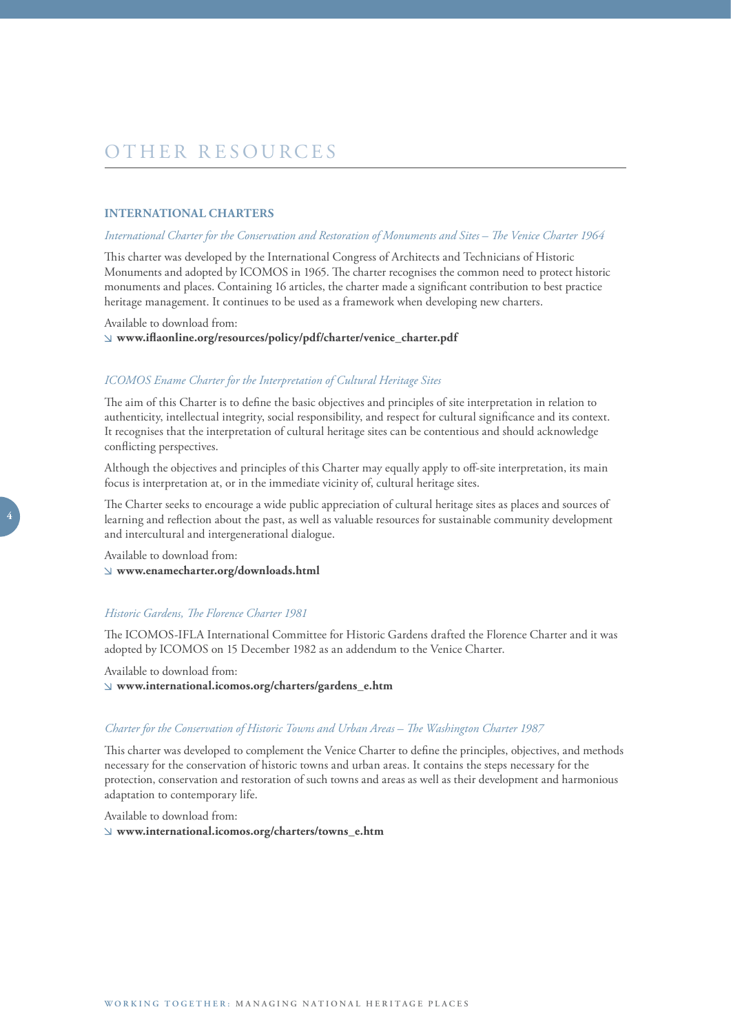# OTHER RESOURCES

## INTERNATIONAL CHARTERS

*International Charter for the Conservation and Restoration of Monuments and Sites – The Venice Charter 1964*

This charter was developed by the International Congress of Architects and Technicians of Historic Monuments and adopted by ICOMOS in 1965. The charter recognises the common need to protect historic monuments and places. Containing 16 articles, the charter made a significant contribution to best practice heritage management. It continues to be used as a framework when developing new charters.

Available to download from:
↘ **www.iflaonline.org/resources/policy/pdf/charter/venice_charter.pdf**

*ICOMOS Ename Charter for the Interpretation of Cultural Heritage Sites*

The aim of this Charter is to define the basic objectives and principles of site interpretation in relation to authenticity, intellectual integrity, social responsibility, and respect for cultural significance and its context. It recognises that the interpretation of cultural heritage sites can be contentious and should acknowledge conflicting perspectives.

Although the objectives and principles of this Charter may equally apply to off-site interpretation, its main focus is interpretation at, or in the immediate vicinity of, cultural heritage sites.

The Charter seeks to encourage a wide public appreciation of cultural heritage sites as places and sources of learning and reflection about the past, as well as valuable resources for sustainable community development and intercultural and intergenerational dialogue.

Available to download from:
↘ **www.enamecharter.org/downloads.html**

*Historic Gardens, The Florence Charter 1981*

The ICOMOS-IFLA International Committee for Historic Gardens drafted the Florence Charter and it was adopted by ICOMOS on 15 December 1982 as an addendum to the Venice Charter.

Available to download from:
↘ **www.international.icomos.org/charters/gardens_e.htm**

*Charter for the Conservation of Historic Towns and Urban Areas – The Washington Charter 1987*

This charter was developed to complement the Venice Charter to define the principles, objectives, and methods necessary for the conservation of historic towns and urban areas. It contains the steps necessary for the protection, conservation and restoration of such towns and areas as well as their development and harmonious adaptation to contemporary life.

Available to download from:
↘ **www.international.icomos.org/charters/towns_e.htm**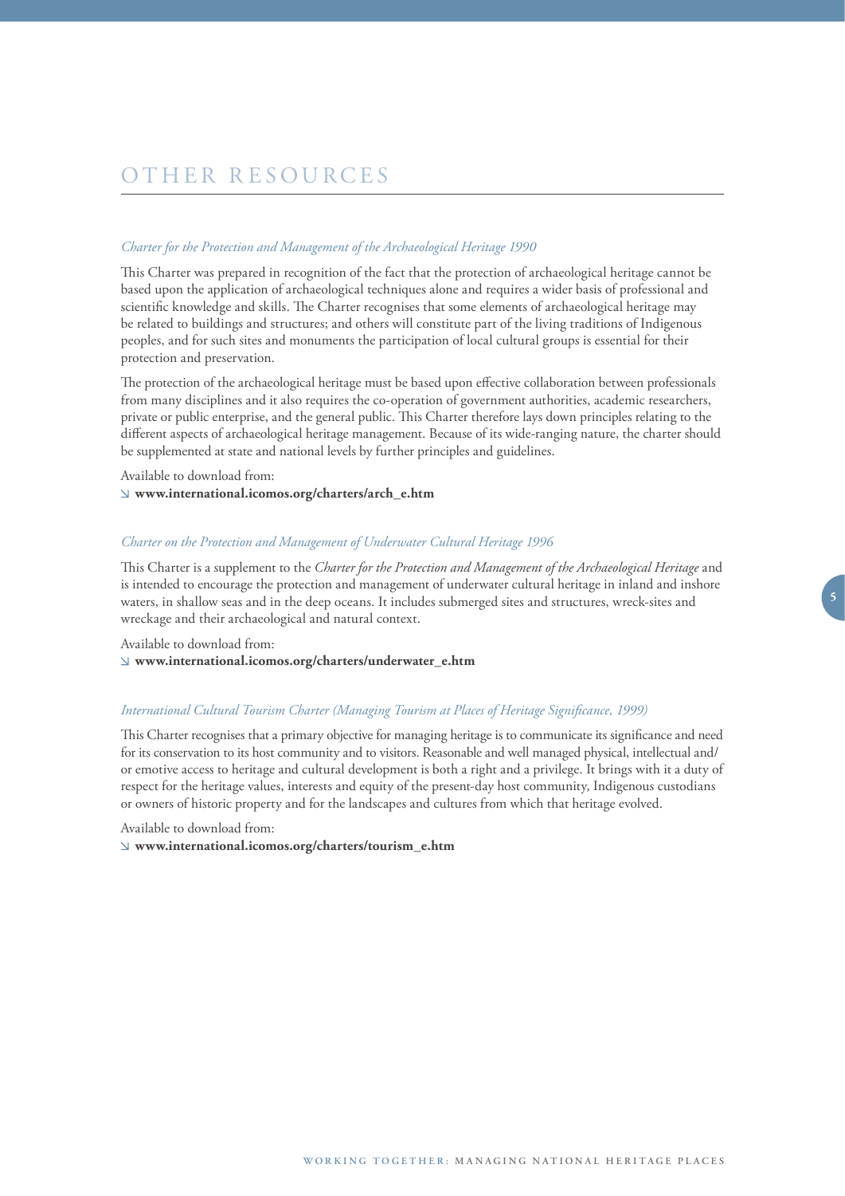# OTHER RESOURCES

*Charter for the Protection and Management of the Archaeological Heritage 1990*

This Charter was prepared in recognition of the fact that the protection of archaeological heritage cannot be based upon the application of archaeological techniques alone and requires a wider basis of professional and scientific knowledge and skills. The Charter recognises that some elements of archaeological heritage may be related to buildings and structures; and others will constitute part of the living traditions of Indigenous peoples, and for such sites and monuments the participation of local cultural groups is essential for their protection and preservation.

The protection of the archaeological heritage must be based upon effective collaboration between professionals from many disciplines and it also requires the co-operation of government authorities, academic researchers, private or public enterprise, and the general public. This Charter therefore lays down principles relating to the different aspects of archaeological heritage management. Because of its wide-ranging nature, the charter should be supplemented at state and national levels by further principles and guidelines.

Available to download from:

↘ **www.international.icomos.org/charters/arch_e.htm**

*Charter on the Protection and Management of Underwater Cultural Heritage 1996*

This Charter is a supplement to the *Charter for the Protection and Management of the Archaeological Heritage* and is intended to encourage the protection and management of underwater cultural heritage in inland and inshore waters, in shallow seas and in the deep oceans. It includes submerged sites and structures, wreck-sites and wreckage and their archaeological and natural context.

Available to download from:

↘ **www.international.icomos.org/charters/underwater_e.htm**

*International Cultural Tourism Charter (Managing Tourism at Places of Heritage Significance, 1999)*

This Charter recognises that a primary objective for managing heritage is to communicate its significance and need for its conservation to its host community and to visitors. Reasonable and well managed physical, intellectual and/or emotive access to heritage and cultural development is both a right and a privilege. It brings with it a duty of respect for the heritage values, interests and equity of the present-day host community, Indigenous custodians or owners of historic property and for the landscapes and cultures from which that heritage evolved.

Available to download from:

↘ **www.international.icomos.org/charters/tourism_e.htm**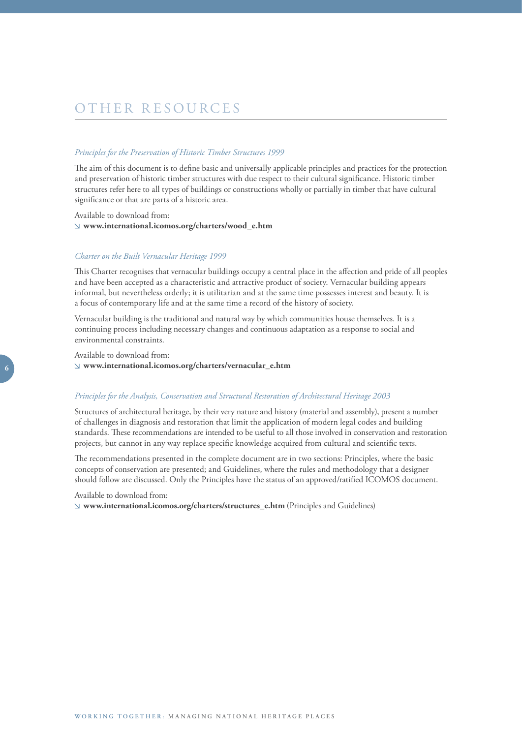## OTHER RESOURCES

*Principles for the Preservation of Historic Timber Structures 1999*

The aim of this document is to define basic and universally applicable principles and practices for the protection and preservation of historic timber structures with due respect to their cultural significance. Historic timber structures refer here to all types of buildings or constructions wholly or partially in timber that have cultural significance or that are parts of a historic area.

Available to download from:
↘ **www.international.icomos.org/charters/wood_e.htm**

*Charter on the Built Vernacular Heritage 1999*

This Charter recognises that vernacular buildings occupy a central place in the affection and pride of all peoples and have been accepted as a characteristic and attractive product of society. Vernacular building appears informal, but nevertheless orderly; it is utilitarian and at the same time possesses interest and beauty. It is a focus of contemporary life and at the same time a record of the history of society.

Vernacular building is the traditional and natural way by which communities house themselves. It is a continuing process including necessary changes and continuous adaptation as a response to social and environmental constraints.

Available to download from:
↘ **www.international.icomos.org/charters/vernacular_e.htm**

*Principles for the Analysis, Conservation and Structural Restoration of Architectural Heritage 2003*

Structures of architectural heritage, by their very nature and history (material and assembly), present a number of challenges in diagnosis and restoration that limit the application of modern legal codes and building standards. These recommendations are intended to be useful to all those involved in conservation and restoration projects, but cannot in any way replace specific knowledge acquired from cultural and scientific texts.

The recommendations presented in the complete document are in two sections: Principles, where the basic concepts of conservation are presented; and Guidelines, where the rules and methodology that a designer should follow are discussed. Only the Principles have the status of an approved/ratified ICOMOS document.

Available to download from:
↘ **www.international.icomos.org/charters/structures_e.htm** (Principles and Guidelines)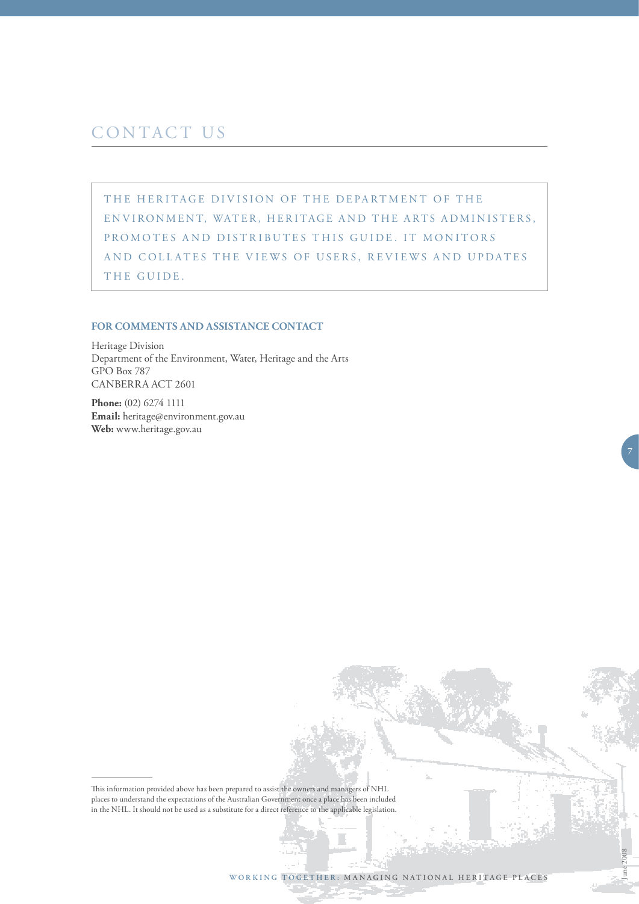# CONTACT US

THE HERITAGE DIVISION OF THE DEPARTMENT OF THE ENVIRONMENT, WATER, HERITAGE AND THE ARTS ADMINISTERS, PROMOTES AND DISTRIBUTES THIS GUIDE. IT MONITORS AND COLLATES THE VIEWS OF USERS, REVIEWS AND UPDATES THE GUIDE.

**FOR COMMENTS AND ASSISTANCE CONTACT**

Heritage Division
Department of the Environment, Water, Heritage and the Arts
GPO Box 787
CANBERRA ACT 2601

**Phone:** (02) 6274 1111
**Email:** heritage@environment.gov.au
**Web:** www.heritage.gov.au

---

This information provided above has been prepared to assist the owners and managers of NHL places to understand the expectations of the Australian Government once a place has been included in the NHL. It should not be used as a substitute for a direct reference to the applicable legislation.

June 2008